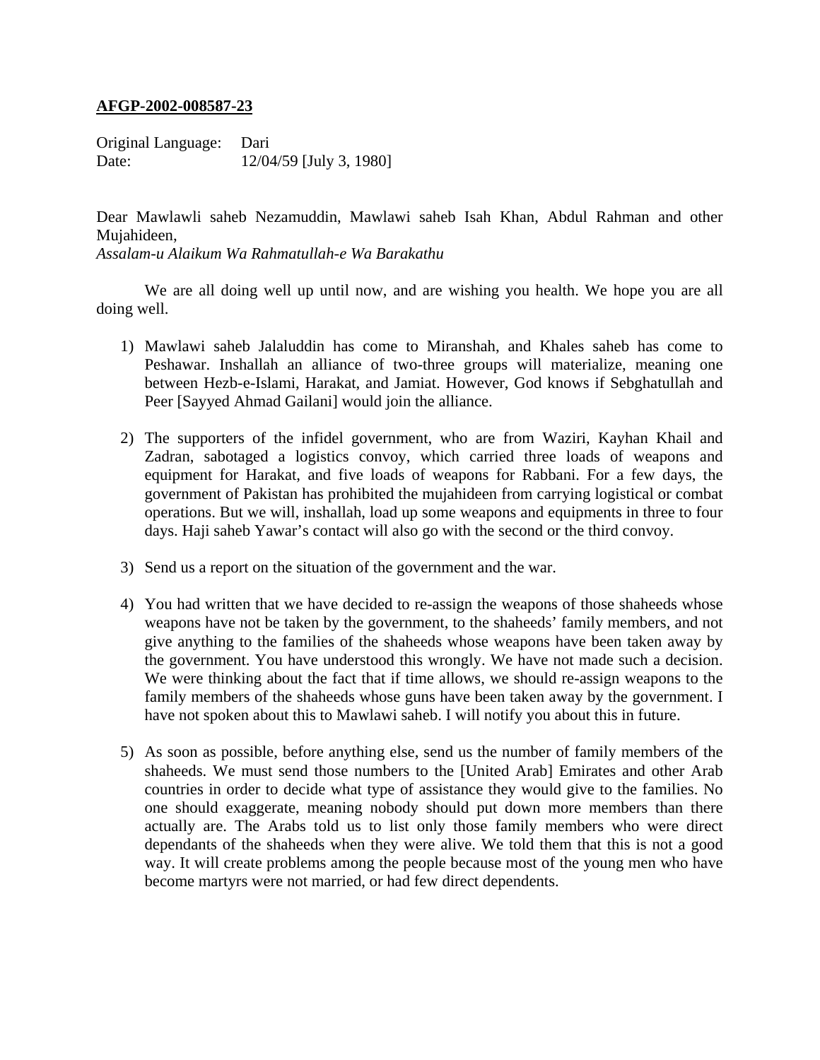**AFGP-2002-008587-23**

Original Language: Dari
Date: 12/04/59 [July 3, 1980]

Dear Mawlawli saheb Nezamuddin, Mawlawi saheb Isah Khan, Abdul Rahman and other Mujahideen,
*Assalam-u Alaikum Wa Rahmatullah-e Wa Barakathu*

We are all doing well up until now, and are wishing you health. We hope you are all doing well.

1) Mawlawi saheb Jalaluddin has come to Miranshah, and Khales saheb has come to Peshawar. Inshallah an alliance of two-three groups will materialize, meaning one between Hezb-e-Islami, Harakat, and Jamiat. However, God knows if Sebghatullah and Peer [Sayyed Ahmad Gailani] would join the alliance.

2) The supporters of the infidel government, who are from Waziri, Kayhan Khail and Zadran, sabotaged a logistics convoy, which carried three loads of weapons and equipment for Harakat, and five loads of weapons for Rabbani. For a few days, the government of Pakistan has prohibited the mujahideen from carrying logistical or combat operations. But we will, inshallah, load up some weapons and equipments in three to four days. Haji saheb Yawar's contact will also go with the second or the third convoy.

3) Send us a report on the situation of the government and the war.

4) You had written that we have decided to re-assign the weapons of those shaheeds whose weapons have not be taken by the government, to the shaheeds' family members, and not give anything to the families of the shaheeds whose weapons have been taken away by the government. You have understood this wrongly. We have not made such a decision. We were thinking about the fact that if time allows, we should re-assign weapons to the family members of the shaheeds whose guns have been taken away by the government. I have not spoken about this to Mawlawi saheb. I will notify you about this in future.

5) As soon as possible, before anything else, send us the number of family members of the shaheeds. We must send those numbers to the [United Arab] Emirates and other Arab countries in order to decide what type of assistance they would give to the families. No one should exaggerate, meaning nobody should put down more members than there actually are. The Arabs told us to list only those family members who were direct dependants of the shaheeds when they were alive. We told them that this is not a good way. It will create problems among the people because most of the young men who have become martyrs were not married, or had few direct dependents.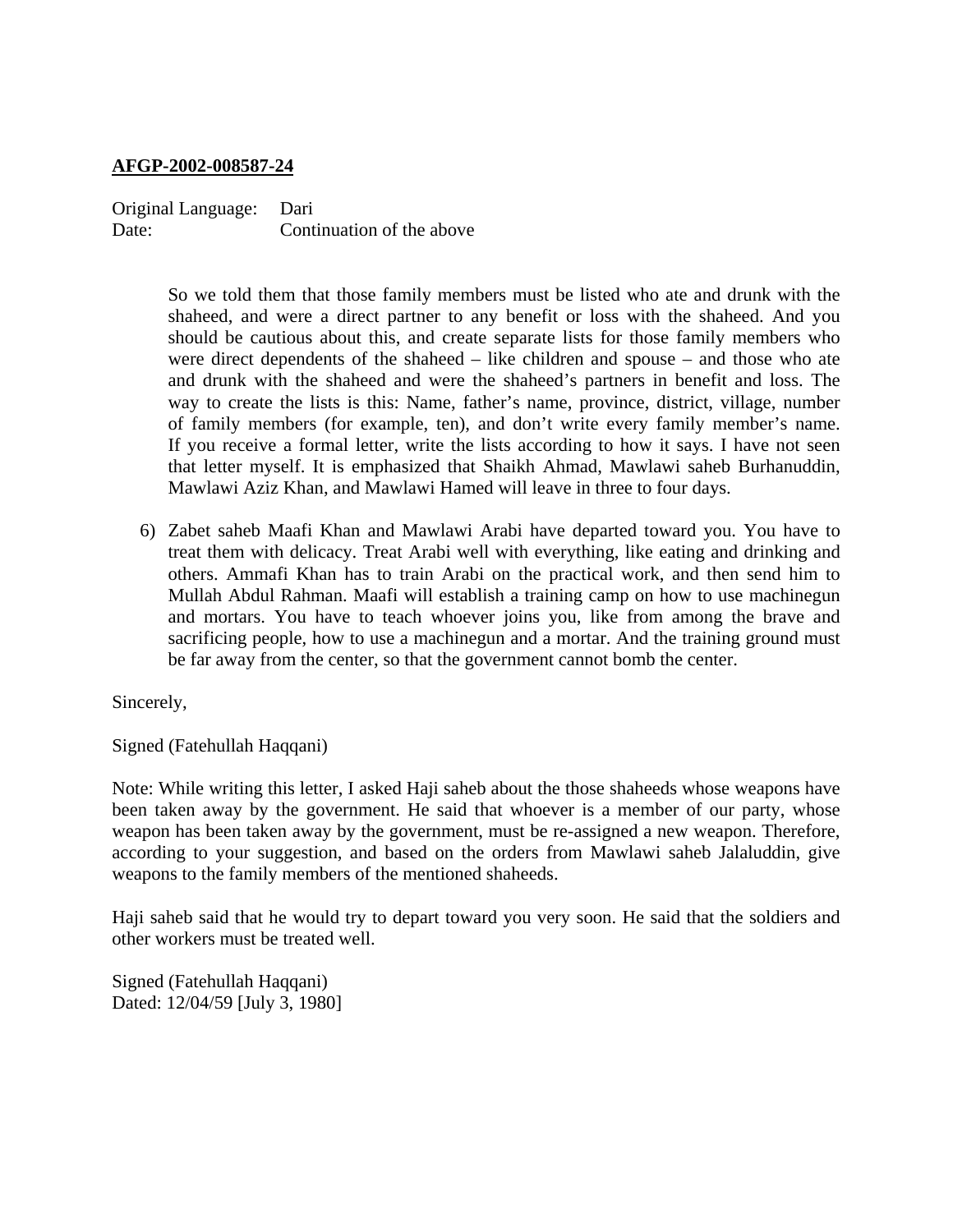**AFGP-2002-008587-24**

Original Language: Dari
Date: Continuation of the above

> So we told them that those family members must be listed who ate and drunk with the shaheed, and were a direct partner to any benefit or loss with the shaheed. And you should be cautious about this, and create separate lists for those family members who were direct dependents of the shaheed – like children and spouse – and those who ate and drunk with the shaheed and were the shaheed's partners in benefit and loss. The way to create the lists is this: Name, father's name, province, district, village, number of family members (for example, ten), and don't write every family member's name. If you receive a formal letter, write the lists according to how it says. I have not seen that letter myself. It is emphasized that Shaikh Ahmad, Mawlawi saheb Burhanuddin, Mawlawi Aziz Khan, and Mawlawi Hamed will leave in three to four days.

6) Zabet saheb Maafi Khan and Mawlawi Arabi have departed toward you. You have to treat them with delicacy. Treat Arabi well with everything, like eating and drinking and others. Ammafi Khan has to train Arabi on the practical work, and then send him to Mullah Abdul Rahman. Maafi will establish a training camp on how to use machinegun and mortars. You have to teach whoever joins you, like from among the brave and sacrificing people, how to use a machinegun and a mortar. And the training ground must be far away from the center, so that the government cannot bomb the center.

Sincerely,

Signed (Fatehullah Haqqani)

Note: While writing this letter, I asked Haji saheb about the those shaheeds whose weapons have been taken away by the government. He said that whoever is a member of our party, whose weapon has been taken away by the government, must be re-assigned a new weapon. Therefore, according to your suggestion, and based on the orders from Mawlawi saheb Jalaluddin, give weapons to the family members of the mentioned shaheeds.

Haji saheb said that he would try to depart toward you very soon. He said that the soldiers and other workers must be treated well.

Signed (Fatehullah Haqqani)
Dated: 12/04/59 [July 3, 1980]